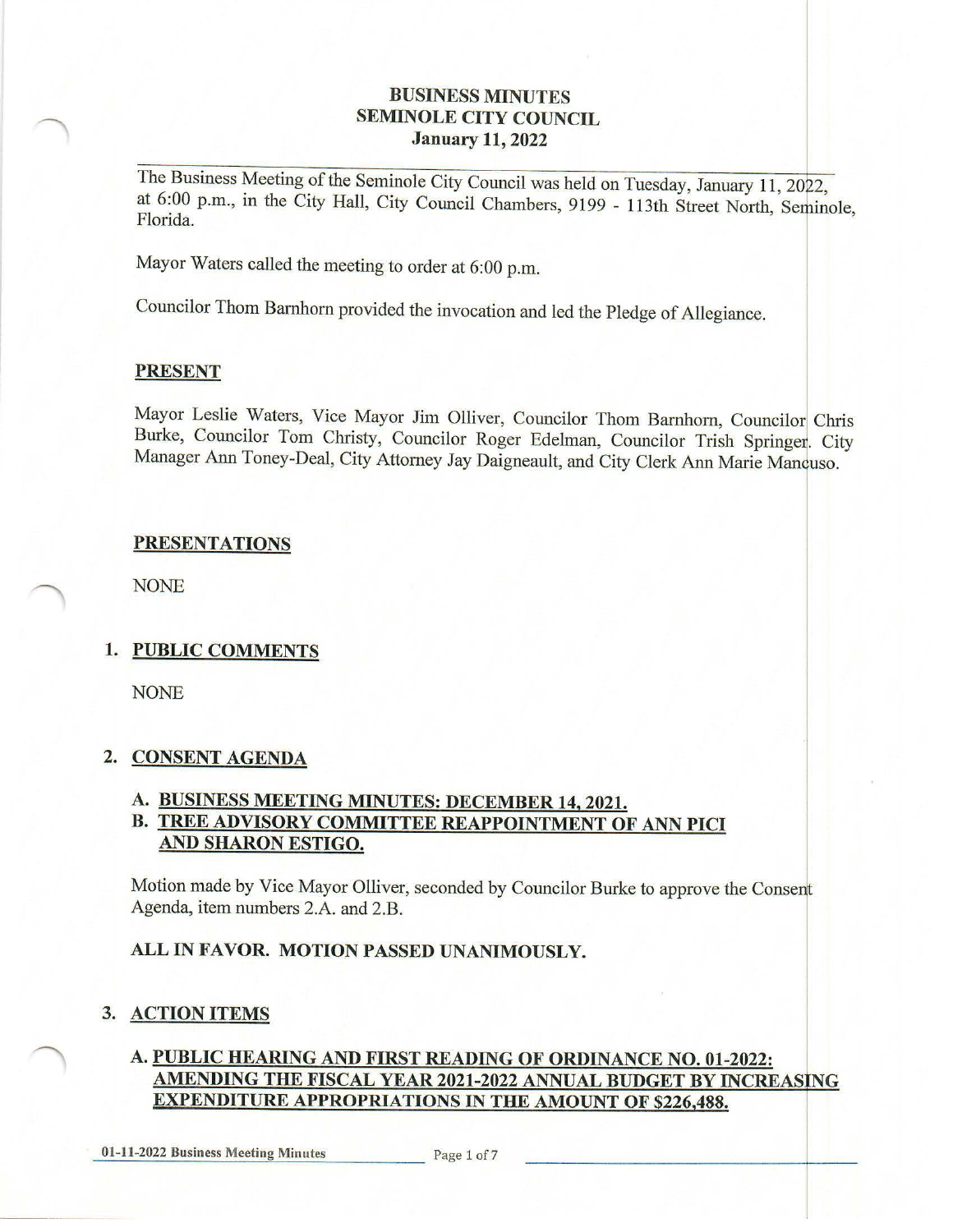# BUSINESS MINUTES
# SEMINOLE CITY COUNCIL
# January 11, 2022

The Business Meeting of the Seminole City Council was held on Tuesday, January 11, 2022, at 6:00 p.m., in the City Hall, City Council Chambers, 9199 - 113th Street North, Seminole, Florida.

Mayor Waters called the meeting to order at 6:00 p.m.

Councilor Thom Barnhorn provided the invocation and led the Pledge of Allegiance.

## PRESENT

Mayor Leslie Waters, Vice Mayor Jim Olliver, Councilor Thom Barnhorn, Councilor Chris Burke, Councilor Tom Christy, Councilor Roger Edelman, Councilor Trish Springer. City Manager Ann Toney-Deal, City Attorney Jay Daigneault, and City Clerk Ann Marie Mancuso.

## PRESENTATIONS

NONE

## 1. PUBLIC COMMENTS

NONE

## 2. CONSENT AGENDA

### A. BUSINESS MEETING MINUTES: DECEMBER 14, 2021.
### B. TREE ADVISORY COMMITTEE REAPPOINTMENT OF ANN PICI AND SHARON ESTIGO.

Motion made by Vice Mayor Olliver, seconded by Councilor Burke to approve the Consent Agenda, item numbers 2.A. and 2.B.

**ALL IN FAVOR. MOTION PASSED UNANIMOUSLY.**

## 3. ACTION ITEMS

### A. PUBLIC HEARING AND FIRST READING OF ORDINANCE NO. 01-2022: AMENDING THE FISCAL YEAR 2021-2022 ANNUAL BUDGET BY INCREASING EXPENDITURE APPROPRIATIONS IN THE AMOUNT OF $226,488.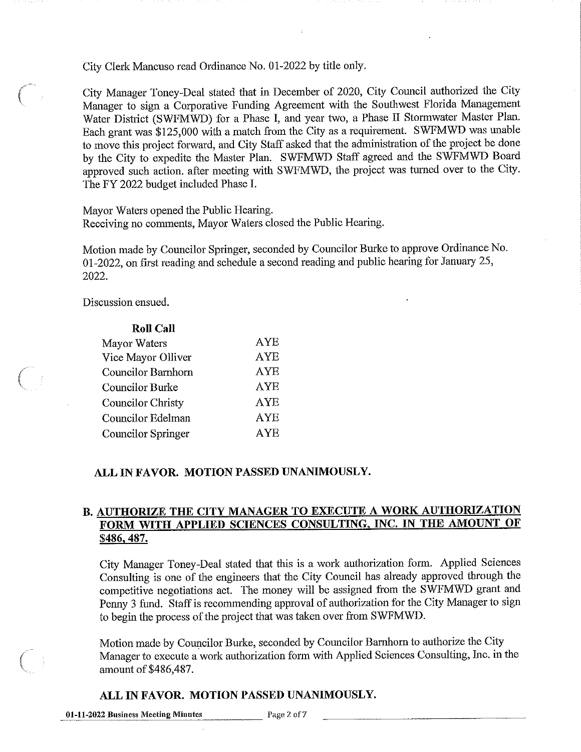City Clerk Mancuso read Ordinance No. 01-2022 by title only.

City Manager Toney-Deal stated that in December of 2020, City Council authorized the City Manager to sign a Corporative Funding Agreement with the Southwest Florida Management Water District (SWFMWD) for a Phase I, and year two, a Phase II Stormwater Master Plan. Each grant was $125,000 with a match from the City as a requirement. SWFMWD was unable to move this project forward, and City Staff asked that the administration of the project be done by the City to expedite the Master Plan. SWFMWD Staff agreed and the SWFMWD Board approved such action. after meeting with SWFMWD, the project was turned over to the City. The FY 2022 budget included Phase I.

Mayor Waters opened the Public Hearing.
Receiving no comments, Mayor Waters closed the Public Hearing.

Motion made by Councilor Springer, seconded by Councilor Burke to approve Ordinance No. 01-2022, on first reading and schedule a second reading and public hearing for January 25, 2022.

Discussion ensued.

| **Roll Call** | |
|---|---|
| Mayor Waters | AYE |
| Vice Mayor Olliver | AYE |
| Councilor Barnhorn | AYE |
| Councilor Burke | AYE |
| Councilor Christy | AYE |
| Councilor Edelman | AYE |
| Councilor Springer | AYE |

**ALL IN FAVOR. MOTION PASSED UNANIMOUSLY.**

## B. AUTHORIZE THE CITY MANAGER TO EXECUTE A WORK AUTHORIZATION FORM WITH APPLIED SCIENCES CONSULTING, INC. IN THE AMOUNT OF $486, 487.

City Manager Toney-Deal stated that this is a work authorization form. Applied Sciences Consulting is one of the engineers that the City Council has already approved through the competitive negotiations act. The money will be assigned from the SWFMWD grant and Penny 3 fund. Staff is recommending approval of authorization for the City Manager to sign to begin the process of the project that was taken over from SWFMWD.

Motion made by Councilor Burke, seconded by Councilor Barnhorn to authorize the City Manager to execute a work authorization form with Applied Sciences Consulting, Inc. in the amount of $486,487.

**ALL IN FAVOR. MOTION PASSED UNANIMOUSLY.**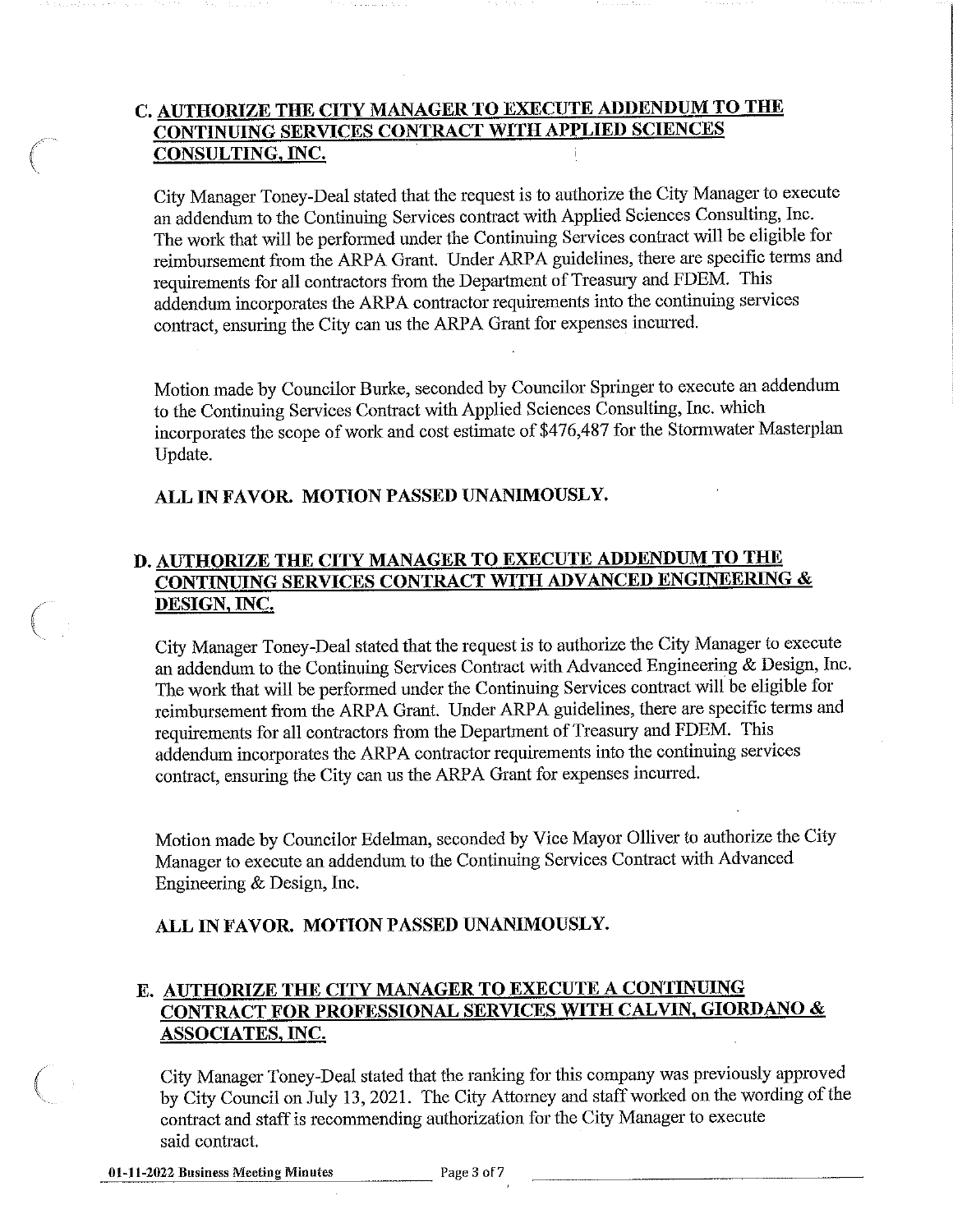## C. AUTHORIZE THE CITY MANAGER TO EXECUTE ADDENDUM TO THE CONTINUING SERVICES CONTRACT WITH APPLIED SCIENCES CONSULTING, INC.

City Manager Toney-Deal stated that the request is to authorize the City Manager to execute an addendum to the Continuing Services contract with Applied Sciences Consulting, Inc. The work that will be performed under the Continuing Services contract will be eligible for reimbursement from the ARPA Grant. Under ARPA guidelines, there are specific terms and requirements for all contractors from the Department of Treasury and FDEM. This addendum incorporates the ARPA contractor requirements into the continuing services contract, ensuring the City can us the ARPA Grant for expenses incurred.

Motion made by Councilor Burke, seconded by Councilor Springer to execute an addendum to the Continuing Services Contract with Applied Sciences Consulting, Inc. which incorporates the scope of work and cost estimate of $476,487 for the Stormwater Masterplan Update.

**ALL IN FAVOR. MOTION PASSED UNANIMOUSLY.**

## D. AUTHORIZE THE CITY MANAGER TO EXECUTE ADDENDUM TO THE CONTINUING SERVICES CONTRACT WITH ADVANCED ENGINEERING & DESIGN, INC.

City Manager Toney-Deal stated that the request is to authorize the City Manager to execute an addendum to the Continuing Services Contract with Advanced Engineering & Design, Inc. The work that will be performed under the Continuing Services contract will be eligible for reimbursement from the ARPA Grant. Under ARPA guidelines, there are specific terms and requirements for all contractors from the Department of Treasury and FDEM. This addendum incorporates the ARPA contractor requirements into the continuing services contract, ensuring the City can us the ARPA Grant for expenses incurred.

Motion made by Councilor Edelman, seconded by Vice Mayor Olliver to authorize the City Manager to execute an addendum to the Continuing Services Contract with Advanced Engineering & Design, Inc.

**ALL IN FAVOR. MOTION PASSED UNANIMOUSLY.**

## E. AUTHORIZE THE CITY MANAGER TO EXECUTE A CONTINUING CONTRACT FOR PROFESSIONAL SERVICES WITH CALVIN, GIORDANO & ASSOCIATES, INC.

City Manager Toney-Deal stated that the ranking for this company was previously approved by City Council on July 13, 2021. The City Attorney and staff worked on the wording of the contract and staff is recommending authorization for the City Manager to execute said contract.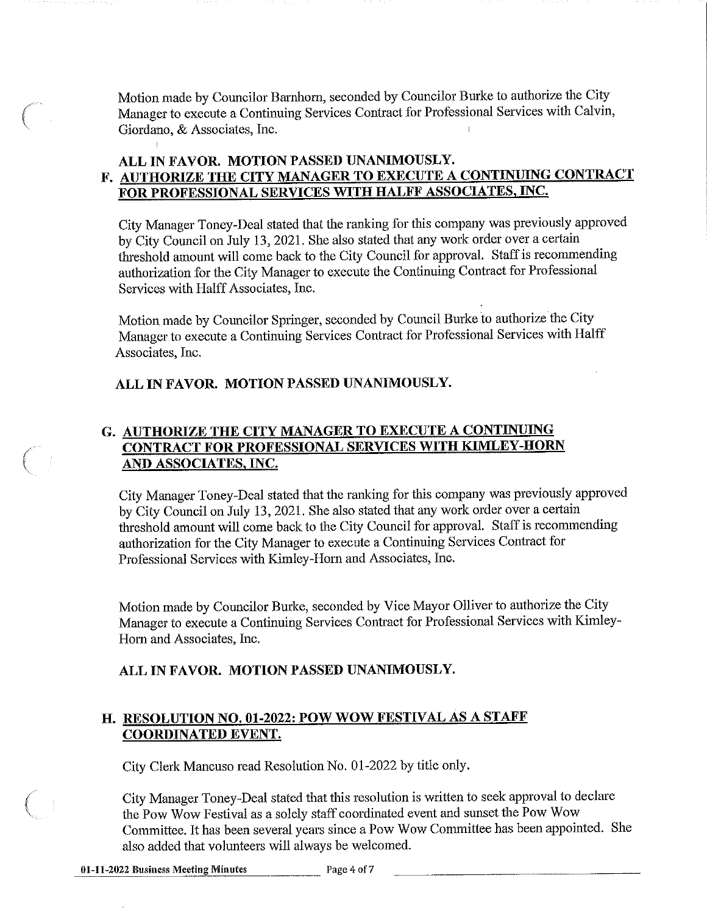Motion made by Councilor Barnhorn, seconded by Councilor Burke to authorize the City Manager to execute a Continuing Services Contract for Professional Services with Calvin, Giordano, & Associates, Inc.

**ALL IN FAVOR. MOTION PASSED UNANIMOUSLY.**

### F. AUTHORIZE THE CITY MANAGER TO EXECUTE A CONTINUING CONTRACT FOR PROFESSIONAL SERVICES WITH HALFF ASSOCIATES, INC.

City Manager Toney-Deal stated that the ranking for this company was previously approved by City Council on July 13, 2021. She also stated that any work order over a certain threshold amount will come back to the City Council for approval. Staff is recommending authorization for the City Manager to execute the Continuing Contract for Professional Services with Halff Associates, Inc.

Motion made by Councilor Springer, seconded by Council Burke to authorize the City Manager to execute a Continuing Services Contract for Professional Services with Halff Associates, Inc.

**ALL IN FAVOR. MOTION PASSED UNANIMOUSLY.**

### G. AUTHORIZE THE CITY MANAGER TO EXECUTE A CONTINUING CONTRACT FOR PROFESSIONAL SERVICES WITH KIMLEY-HORN AND ASSOCIATES, INC.

City Manager Toney-Deal stated that the ranking for this company was previously approved by City Council on July 13, 2021. She also stated that any work order over a certain threshold amount will come back to the City Council for approval. Staff is recommending authorization for the City Manager to execute a Continuing Services Contract for Professional Services with Kimley-Horn and Associates, Inc.

Motion made by Councilor Burke, seconded by Vice Mayor Olliver to authorize the City Manager to execute a Continuing Services Contract for Professional Services with Kimley-Horn and Associates, Inc.

**ALL IN FAVOR. MOTION PASSED UNANIMOUSLY.**

### H. RESOLUTION NO. 01-2022: POW WOW FESTIVAL AS A STAFF COORDINATED EVENT.

City Clerk Mancuso read Resolution No. 01-2022 by title only.

City Manager Toney-Deal stated that this resolution is written to seek approval to declare the Pow Wow Festival as a solely staff coordinated event and sunset the Pow Wow Committee. It has been several years since a Pow Wow Committee has been appointed. She also added that volunteers will always be welcomed.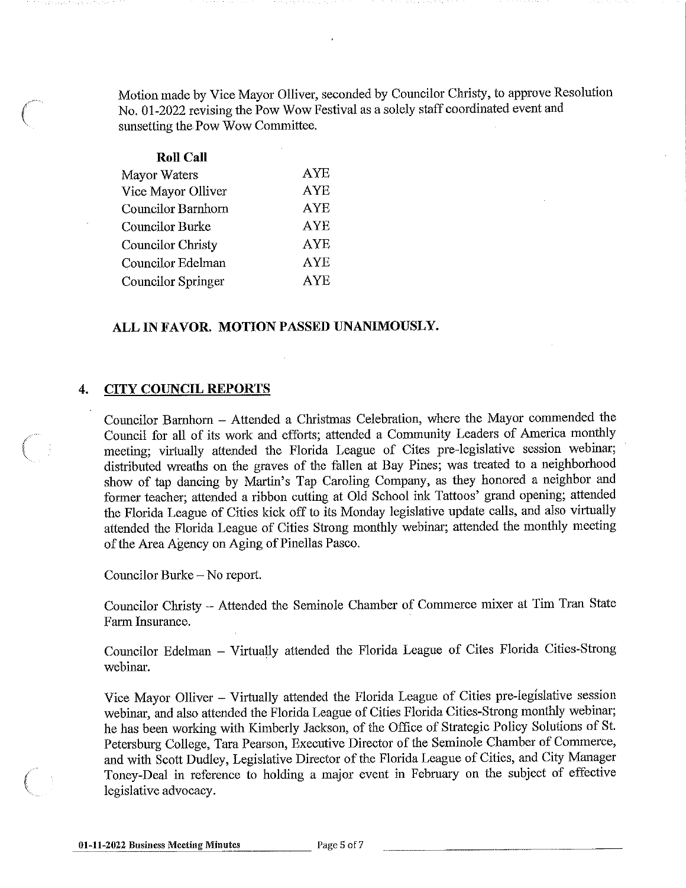Motion made by Vice Mayor Olliver, seconded by Councilor Christy, to approve Resolution No. 01-2022 revising the Pow Wow Festival as a solely staff coordinated event and sunsetting the Pow Wow Committee.

**Roll Call**

| | |
|---|---|
| Mayor Waters | AYE |
| Vice Mayor Olliver | AYE |
| Councilor Barnhorn | AYE |
| Councilor Burke | AYE |
| Councilor Christy | AYE |
| Councilor Edelman | AYE |
| Councilor Springer | AYE |

**ALL IN FAVOR. MOTION PASSED UNANIMOUSLY.**

## 4. CITY COUNCIL REPORTS

Councilor Barnhorn – Attended a Christmas Celebration, where the Mayor commended the Council for all of its work and efforts; attended a Community Leaders of America monthly meeting; virtually attended the Florida League of Cites pre-legislative session webinar; distributed wreaths on the graves of the fallen at Bay Pines; was treated to a neighborhood show of tap dancing by Martin's Tap Caroling Company, as they honored a neighbor and former teacher; attended a ribbon cutting at Old School ink Tattoos' grand opening; attended the Florida League of Cities kick off to its Monday legislative update calls, and also virtually attended the Florida League of Cities Strong monthly webinar; attended the monthly meeting of the Area Agency on Aging of Pinellas Pasco.

Councilor Burke – No report.

Councilor Christy – Attended the Seminole Chamber of Commerce mixer at Tim Tran State Farm Insurance.

Councilor Edelman – Virtually attended the Florida League of Cites Florida Cities-Strong webinar.

Vice Mayor Olliver – Virtually attended the Florida League of Cities pre-legislative session webinar, and also attended the Florida League of Cities Florida Cities-Strong monthly webinar; he has been working with Kimberly Jackson, of the Office of Strategic Policy Solutions of St. Petersburg College, Tara Pearson, Executive Director of the Seminole Chamber of Commerce, and with Scott Dudley, Legislative Director of the Florida League of Cities, and City Manager Toney-Deal in reference to holding a major event in February on the subject of effective legislative advocacy.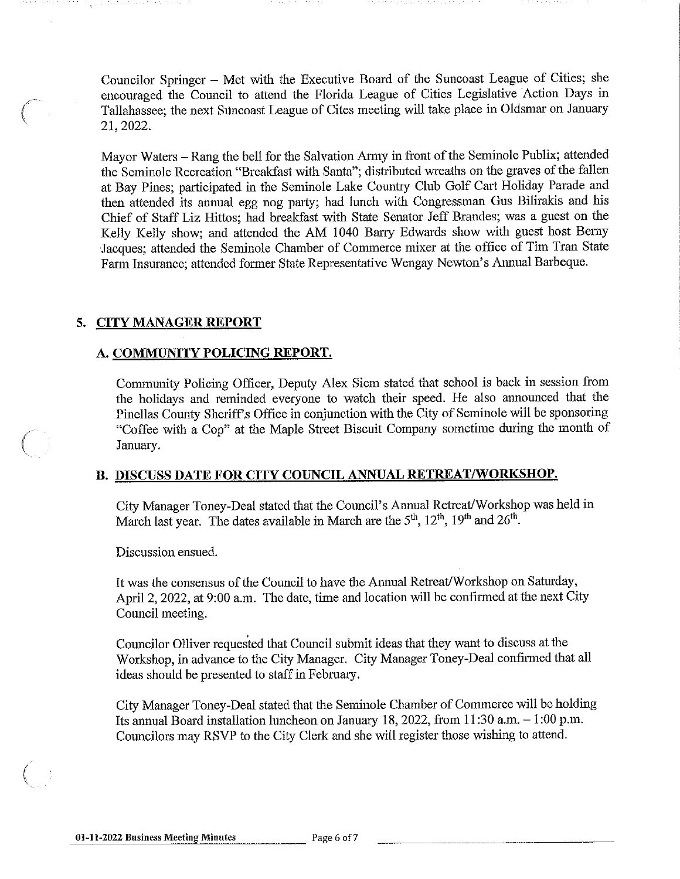Councilor Springer – Met with the Executive Board of the Suncoast League of Cities; she encouraged the Council to attend the Florida League of Cities Legislative Action Days in Tallahassee; the next Suncoast League of Cites meeting will take place in Oldsmar on January 21, 2022.

Mayor Waters – Rang the bell for the Salvation Army in front of the Seminole Publix; attended the Seminole Recreation "Breakfast with Santa"; distributed wreaths on the graves of the fallen at Bay Pines; participated in the Seminole Lake Country Club Golf Cart Holiday Parade and then attended its annual egg nog party; had lunch with Congressman Gus Bilirakis and his Chief of Staff Liz Hittos; had breakfast with State Senator Jeff Brandes; was a guest on the Kelly Kelly show; and attended the AM 1040 Barry Edwards show with guest host Berny Jacques; attended the Seminole Chamber of Commerce mixer at the office of Tim Tran State Farm Insurance; attended former State Representative Wengay Newton's Annual Barbeque.

## 5. CITY MANAGER REPORT

### A. COMMUNITY POLICING REPORT.

Community Policing Officer, Deputy Alex Siem stated that school is back in session from the holidays and reminded everyone to watch their speed. He also announced that the Pinellas County Sheriff's Office in conjunction with the City of Seminole will be sponsoring "Coffee with a Cop" at the Maple Street Biscuit Company sometime during the month of January.

### B. DISCUSS DATE FOR CITY COUNCIL ANNUAL RETREAT/WORKSHOP.

City Manager Toney-Deal stated that the Council's Annual Retreat/Workshop was held in March last year. The dates available in March are the 5th, 12th, 19th and 26th.

Discussion ensued.

It was the consensus of the Council to have the Annual Retreat/Workshop on Saturday, April 2, 2022, at 9:00 a.m. The date, time and location will be confirmed at the next City Council meeting.

Councilor Olliver requested that Council submit ideas that they want to discuss at the Workshop, in advance to the City Manager. City Manager Toney-Deal confirmed that all ideas should be presented to staff in February.

City Manager Toney-Deal stated that the Seminole Chamber of Commerce will be holding Its annual Board installation luncheon on January 18, 2022, from 11:30 a.m. – 1:00 p.m. Councilors may RSVP to the City Clerk and she will register those wishing to attend.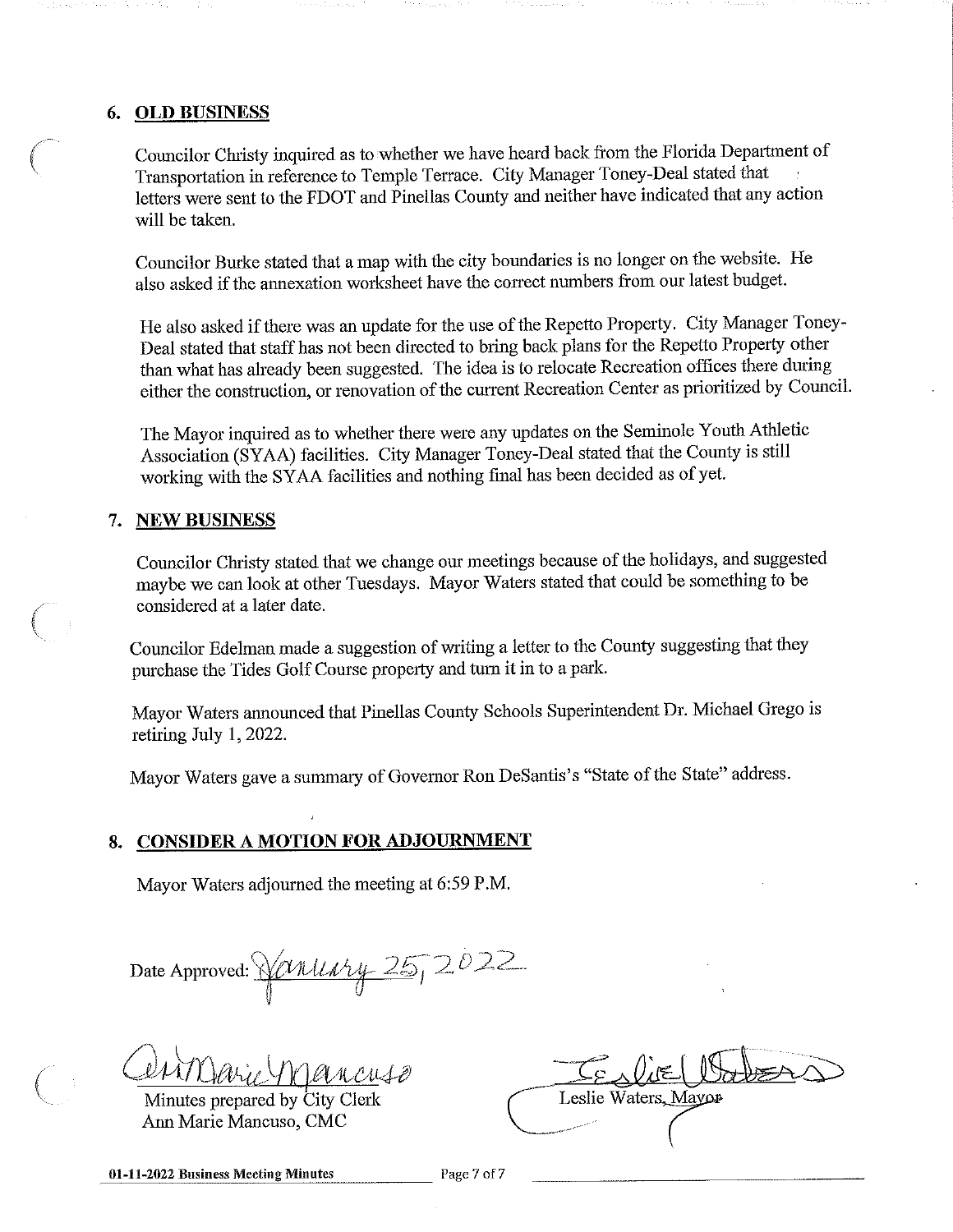## 6. OLD BUSINESS

Councilor Christy inquired as to whether we have heard back from the Florida Department of Transportation in reference to Temple Terrace. City Manager Toney-Deal stated that letters were sent to the FDOT and Pinellas County and neither have indicated that any action will be taken.

Councilor Burke stated that a map with the city boundaries is no longer on the website. He also asked if the annexation worksheet have the correct numbers from our latest budget.

He also asked if there was an update for the use of the Repetto Property. City Manager Toney-Deal stated that staff has not been directed to bring back plans for the Repetto Property other than what has already been suggested. The idea is to relocate Recreation offices there during either the construction, or renovation of the current Recreation Center as prioritized by Council.

The Mayor inquired as to whether there were any updates on the Seminole Youth Athletic Association (SYAA) facilities. City Manager Toney-Deal stated that the County is still working with the SYAA facilities and nothing final has been decided as of yet.

## 7. NEW BUSINESS

Councilor Christy stated that we change our meetings because of the holidays, and suggested maybe we can look at other Tuesdays. Mayor Waters stated that could be something to be considered at a later date.

Councilor Edelman made a suggestion of writing a letter to the County suggesting that they purchase the Tides Golf Course property and turn it in to a park.

Mayor Waters announced that Pinellas County Schools Superintendent Dr. Michael Grego is retiring July 1, 2022.

Mayor Waters gave a summary of Governor Ron DeSantis's "State of the State" address.

## 8. CONSIDER A MOTION FOR ADJOURNMENT

Mayor Waters adjourned the meeting at 6:59 P.M.

Date Approved: January 25, 2022

Minutes prepared by City Clerk
Ann Marie Mancuso, CMC

Leslie Waters, Mayor

01-11-2022 Business Meeting Minutes